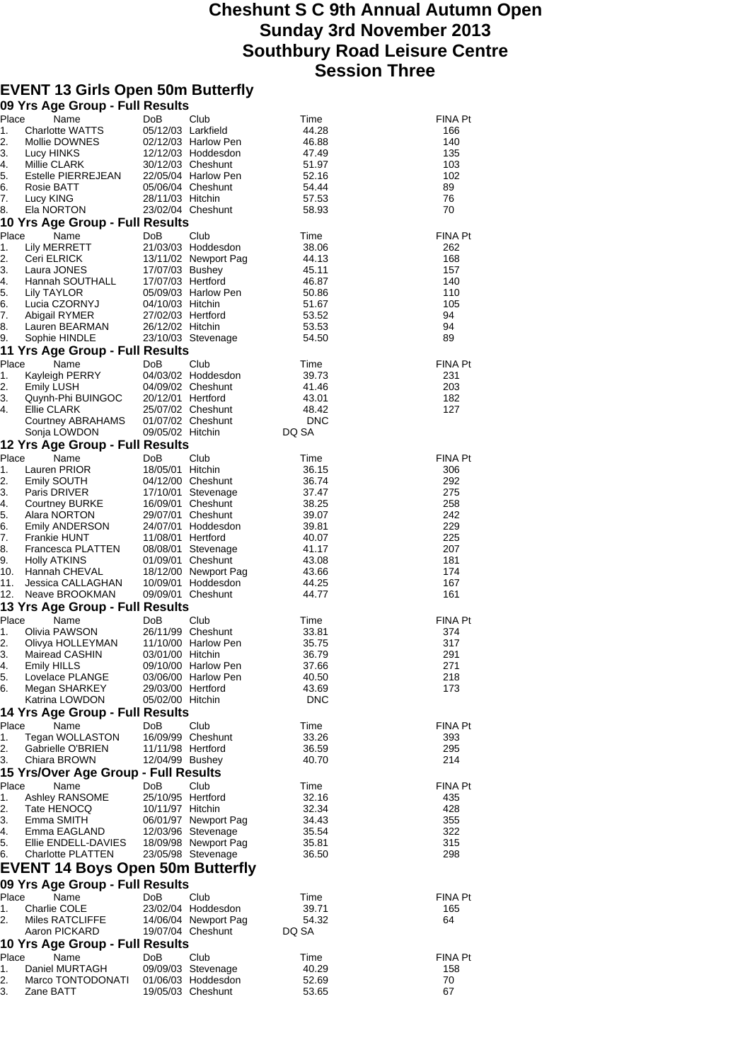# Cheshunt S C 9th Annual Autumn Open
# Sunday 3rd November 2013
# Southbury Road Leisure Centre
# Session Three

## EVENT 13 Girls Open 50m Butterfly

### 09 Yrs Age Group - Full Results

| Place | Name | DoB | Club | Time | FINA Pt |
|---|---|---|---|---|---|
| 1. | Charlotte WATTS | 05/12/03 | Larkfield | 44.28 | 166 |
| 2. | Mollie DOWNES | 02/12/03 | Harlow Pen | 46.88 | 140 |
| 3. | Lucy HINKS | 12/12/03 | Hoddesdon | 47.49 | 135 |
| 4. | Millie CLARK | 30/12/03 | Cheshunt | 51.97 | 103 |
| 5. | Estelle PIERREJEAN | 22/05/04 | Harlow Pen | 52.16 | 102 |
| 6. | Rosie BATT | 05/06/04 | Cheshunt | 54.44 | 89 |
| 7. | Lucy KING | 28/11/03 | Hitchin | 57.53 | 76 |
| 8. | Ela NORTON | 23/02/04 | Cheshunt | 58.93 | 70 |

### 10 Yrs Age Group - Full Results

| Place | Name | DoB | Club | Time | FINA Pt |
|---|---|---|---|---|---|
| 1. | Lily MERRETT | 21/03/03 | Hoddesdon | 38.06 | 262 |
| 2. | Ceri ELRICK | 13/11/02 | Newport Pag | 44.13 | 168 |
| 3. | Laura JONES | 17/07/03 | Bushey | 45.11 | 157 |
| 4. | Hannah SOUTHALL | 17/07/03 | Hertford | 46.87 | 140 |
| 5. | Lily TAYLOR | 05/09/03 | Harlow Pen | 50.86 | 110 |
| 6. | Lucia CZORNYJ | 04/10/03 | Hitchin | 51.67 | 105 |
| 7. | Abigail RYMER | 27/02/03 | Hertford | 53.52 | 94 |
| 8. | Lauren BEARMAN | 26/12/02 | Hitchin | 53.53 | 94 |
| 9. | Sophie HINDLE | 23/10/03 | Stevenage | 54.50 | 89 |

### 11 Yrs Age Group - Full Results

| Place | Name | DoB | Club | Time | FINA Pt |
|---|---|---|---|---|---|
| 1. | Kayleigh PERRY | 04/03/02 | Hoddesdon | 39.73 | 231 |
| 2. | Emily LUSH | 04/09/02 | Cheshunt | 41.46 | 203 |
| 3. | Quynh-Phi BUINGOC | 20/12/01 | Hertford | 43.01 | 182 |
| 4. | Ellie CLARK | 25/07/02 | Cheshunt | 48.42 | 127 |
| | Courtney ABRAHAMS | 01/07/02 | Cheshunt | DNC | |
| | Sonja LOWDON | 09/05/02 | Hitchin | DQ SA | |

### 12 Yrs Age Group - Full Results

| Place | Name | DoB | Club | Time | FINA Pt |
|---|---|---|---|---|---|
| 1. | Lauren PRIOR | 18/05/01 | Hitchin | 36.15 | 306 |
| 2. | Emily SOUTH | 04/12/00 | Cheshunt | 36.74 | 292 |
| 3. | Paris DRIVER | 17/10/01 | Stevenage | 37.47 | 275 |
| 4. | Courtney BURKE | 16/09/01 | Cheshunt | 38.25 | 258 |
| 5. | Alara NORTON | 29/07/01 | Cheshunt | 39.07 | 242 |
| 6. | Emily ANDERSON | 24/07/01 | Hoddesdon | 39.81 | 229 |
| 7. | Frankie HUNT | 11/08/01 | Hertford | 40.07 | 225 |
| 8. | Francesca PLATTEN | 08/08/01 | Stevenage | 41.17 | 207 |
| 9. | Holly ATKINS | 01/09/01 | Cheshunt | 43.08 | 181 |
| 10. | Hannah CHEVAL | 18/12/00 | Newport Pag | 43.66 | 174 |
| 11. | Jessica CALLAGHAN | 10/09/01 | Hoddesdon | 44.25 | 167 |
| 12. | Neave BROOKMAN | 09/09/01 | Cheshunt | 44.77 | 161 |

### 13 Yrs Age Group - Full Results

| Place | Name | DoB | Club | Time | FINA Pt |
|---|---|---|---|---|---|
| 1. | Olivia PAWSON | 26/11/99 | Cheshunt | 33.81 | 374 |
| 2. | Olivya HOLLEYMAN | 11/10/00 | Harlow Pen | 35.75 | 317 |
| 3. | Mairead CASHIN | 03/01/00 | Hitchin | 36.79 | 291 |
| 4. | Emily HILLS | 09/10/00 | Harlow Pen | 37.66 | 271 |
| 5. | Lovelace PLANGE | 03/06/00 | Harlow Pen | 40.50 | 218 |
| 6. | Megan SHARKEY | 29/03/00 | Hertford | 43.69 | 173 |
| | Katrina LOWDON | 05/02/00 | Hitchin | DNC | |

### 14 Yrs Age Group - Full Results

| Place | Name | DoB | Club | Time | FINA Pt |
|---|---|---|---|---|---|
| 1. | Tegan WOLLASTON | 16/09/99 | Cheshunt | 33.26 | 393 |
| 2. | Gabrielle O'BRIEN | 11/11/98 | Hertford | 36.59 | 295 |
| 3. | Chiara BROWN | 12/04/99 | Bushey | 40.70 | 214 |

### 15 Yrs/Over Age Group - Full Results

| Place | Name | DoB | Club | Time | FINA Pt |
|---|---|---|---|---|---|
| 1. | Ashley RANSOME | 25/10/95 | Hertford | 32.16 | 435 |
| 2. | Tate HENOCQ | 10/11/97 | Hitchin | 32.34 | 428 |
| 3. | Emma SMITH | 06/01/97 | Newport Pag | 34.43 | 355 |
| 4. | Emma EAGLAND | 12/03/96 | Stevenage | 35.54 | 322 |
| 5. | Ellie ENDELL-DAVIES | 18/09/98 | Newport Pag | 35.81 | 315 |
| 6. | Charlotte PLATTEN | 23/05/98 | Stevenage | 36.50 | 298 |

## EVENT 14 Boys Open 50m Butterfly

### 09 Yrs Age Group - Full Results

| Place | Name | DoB | Club | Time | FINA Pt |
|---|---|---|---|---|---|
| 1. | Charlie COLE | 23/02/04 | Hoddesdon | 39.71 | 165 |
| 2. | Miles RATCLIFFE | 14/06/04 | Newport Pag | 54.32 | 64 |
| | Aaron PICKARD | 19/07/04 | Cheshunt | DQ SA | |

### 10 Yrs Age Group - Full Results

| Place | Name | DoB | Club | Time | FINA Pt |
|---|---|---|---|---|---|
| 1. | Daniel MURTAGH | 09/09/03 | Stevenage | 40.29 | 158 |
| 2. | Marco TONTODONATI | 01/06/03 | Hoddesdon | 52.69 | 70 |
| 3. | Zane BATT | 19/05/03 | Cheshunt | 53.65 | 67 |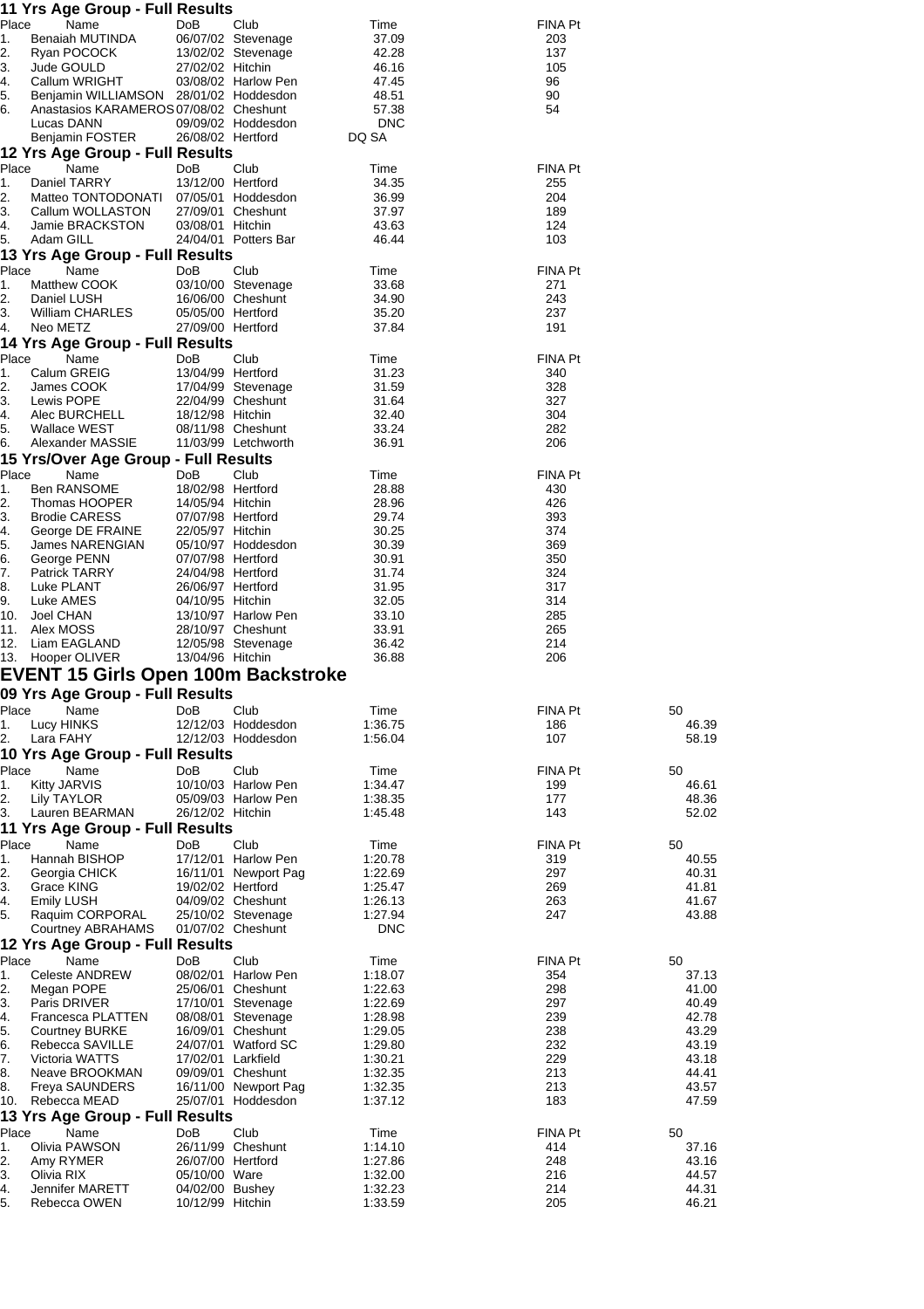**11 Yrs Age Group - Full Results**

| Place | Name | DoB | Club | Time | FINA Pt |
|---|---|---|---|---|---|
| 1. | Benaiah MUTINDA | 06/07/02 | Stevenage | 37.09 | 203 |
| 2. | Ryan POCOCK | 13/02/02 | Stevenage | 42.28 | 137 |
| 3. | Jude GOULD | 27/02/02 | Hitchin | 46.16 | 105 |
| 4. | Callum WRIGHT | 03/08/02 | Harlow Pen | 47.45 | 96 |
| 5. | Benjamin WILLIAMSON | 28/01/02 | Hoddesdon | 48.51 | 90 |
| 6. | Anastasios KARAMEROS | 07/08/02 | Cheshunt | 57.38 | 54 |
| | Lucas DANN | 09/09/02 | Hoddesdon | DNC | |
| | Benjamin FOSTER | 26/08/02 | Hertford | DQ SA | |

**12 Yrs Age Group - Full Results**

| Place | Name | DoB | Club | Time | FINA Pt |
|---|---|---|---|---|---|
| 1. | Daniel TARRY | 13/12/00 | Hertford | 34.35 | 255 |
| 2. | Matteo TONTODONATI | 07/05/01 | Hoddesdon | 36.99 | 204 |
| 3. | Callum WOLLASTON | 27/09/01 | Cheshunt | 37.97 | 189 |
| 4. | Jamie BRACKSTON | 03/08/01 | Hitchin | 43.63 | 124 |
| 5. | Adam GILL | 24/04/01 | Potters Bar | 46.44 | 103 |

**13 Yrs Age Group - Full Results**

| Place | Name | DoB | Club | Time | FINA Pt |
|---|---|---|---|---|---|
| 1. | Matthew COOK | 03/10/00 | Stevenage | 33.68 | 271 |
| 2. | Daniel LUSH | 16/06/00 | Cheshunt | 34.90 | 243 |
| 3. | William CHARLES | 05/05/00 | Hertford | 35.20 | 237 |
| 4. | Neo METZ | 27/09/00 | Hertford | 37.84 | 191 |

**14 Yrs Age Group - Full Results**

| Place | Name | DoB | Club | Time | FINA Pt |
|---|---|---|---|---|---|
| 1. | Calum GREIG | 13/04/99 | Hertford | 31.23 | 340 |
| 2. | James COOK | 17/04/99 | Stevenage | 31.59 | 328 |
| 3. | Lewis POPE | 22/04/99 | Cheshunt | 31.64 | 327 |
| 4. | Alec BURCHELL | 18/12/98 | Hitchin | 32.40 | 304 |
| 5. | Wallace WEST | 08/11/98 | Cheshunt | 33.24 | 282 |
| 6. | Alexander MASSIE | 11/03/99 | Letchworth | 36.91 | 206 |

**15 Yrs/Over Age Group - Full Results**

| Place | Name | DoB | Club | Time | FINA Pt |
|---|---|---|---|---|---|
| 1. | Ben RANSOME | 18/02/98 | Hertford | 28.88 | 430 |
| 2. | Thomas HOOPER | 14/05/94 | Hitchin | 28.96 | 426 |
| 3. | Brodie CARESS | 07/07/98 | Hertford | 29.74 | 393 |
| 4. | George DE FRAINE | 22/05/97 | Hitchin | 30.25 | 374 |
| 5. | James NARENGIAN | 05/10/97 | Hoddesdon | 30.39 | 369 |
| 6. | George PENN | 07/07/98 | Hertford | 30.91 | 350 |
| 7. | Patrick TARRY | 24/04/98 | Hertford | 31.74 | 324 |
| 8. | Luke PLANT | 26/06/97 | Hertford | 31.95 | 317 |
| 9. | Luke AMES | 04/10/95 | Hitchin | 32.05 | 314 |
| 10. | Joel CHAN | 13/10/97 | Harlow Pen | 33.10 | 285 |
| 11. | Alex MOSS | 28/10/97 | Cheshunt | 33.91 | 265 |
| 12. | Liam EAGLAND | 12/05/98 | Stevenage | 36.42 | 214 |
| 13. | Hooper OLIVER | 13/04/96 | Hitchin | 36.88 | 206 |

# EVENT 15 Girls Open 100m Backstroke

**09 Yrs Age Group - Full Results**

| Place | Name | DoB | Club | Time | FINA Pt | 50 |
|---|---|---|---|---|---|---|
| 1. | Lucy HINKS | 12/12/03 | Hoddesdon | 1:36.75 | 186 | 46.39 |
| 2. | Lara FAHY | 12/12/03 | Hoddesdon | 1:56.04 | 107 | 58.19 |

**10 Yrs Age Group - Full Results**

| Place | Name | DoB | Club | Time | FINA Pt | 50 |
|---|---|---|---|---|---|---|
| 1. | Kitty JARVIS | 10/10/03 | Harlow Pen | 1:34.47 | 199 | 46.61 |
| 2. | Lily TAYLOR | 05/09/03 | Harlow Pen | 1:38.35 | 177 | 48.36 |
| 3. | Lauren BEARMAN | 26/12/02 | Hitchin | 1:45.48 | 143 | 52.02 |

**11 Yrs Age Group - Full Results**

| Place | Name | DoB | Club | Time | FINA Pt | 50 |
|---|---|---|---|---|---|---|
| 1. | Hannah BISHOP | 17/12/01 | Harlow Pen | 1:20.78 | 319 | 40.55 |
| 2. | Georgia CHICK | 16/11/01 | Newport Pag | 1:22.69 | 297 | 40.31 |
| 3. | Grace KING | 19/02/02 | Hertford | 1:25.47 | 269 | 41.81 |
| 4. | Emily LUSH | 04/09/02 | Cheshunt | 1:26.13 | 263 | 41.67 |
| 5. | Raquim CORPORAL | 25/10/02 | Stevenage | 1:27.94 | 247 | 43.88 |
| | Courtney ABRAHAMS | 01/07/02 | Cheshunt | DNC | | |

**12 Yrs Age Group - Full Results**

| Place | Name | DoB | Club | Time | FINA Pt | 50 |
|---|---|---|---|---|---|---|
| 1. | Celeste ANDREW | 08/02/01 | Harlow Pen | 1:18.07 | 354 | 37.13 |
| 2. | Megan POPE | 25/06/01 | Cheshunt | 1:22.63 | 298 | 41.00 |
| 3. | Paris DRIVER | 17/10/01 | Stevenage | 1:22.69 | 297 | 40.49 |
| 4. | Francesca PLATTEN | 08/08/01 | Stevenage | 1:28.98 | 239 | 42.78 |
| 5. | Courtney BURKE | 16/09/01 | Cheshunt | 1:29.05 | 238 | 43.29 |
| 6. | Rebecca SAVILLE | 24/07/01 | Watford SC | 1:29.80 | 232 | 43.19 |
| 7. | Victoria WATTS | 17/02/01 | Larkfield | 1:30.21 | 229 | 43.18 |
| 8. | Neave BROOKMAN | 09/09/01 | Cheshunt | 1:32.35 | 213 | 44.41 |
| 8. | Freya SAUNDERS | 16/11/00 | Newport Pag | 1:32.35 | 213 | 43.57 |
| 10. | Rebecca MEAD | 25/07/01 | Hoddesdon | 1:37.12 | 183 | 47.59 |

**13 Yrs Age Group - Full Results**

| Place | Name | DoB | Club | Time | FINA Pt | 50 |
|---|---|---|---|---|---|---|
| 1. | Olivia PAWSON | 26/11/99 | Cheshunt | 1:14.10 | 414 | 37.16 |
| 2. | Amy RYMER | 26/07/00 | Hertford | 1:27.86 | 248 | 43.16 |
| 3. | Olivia RIX | 05/10/00 | Ware | 1:32.00 | 216 | 44.57 |
| 4. | Jennifer MARETT | 04/02/00 | Bushey | 1:32.23 | 214 | 44.31 |
| 5. | Rebecca OWEN | 10/12/99 | Hitchin | 1:33.59 | 205 | 46.21 |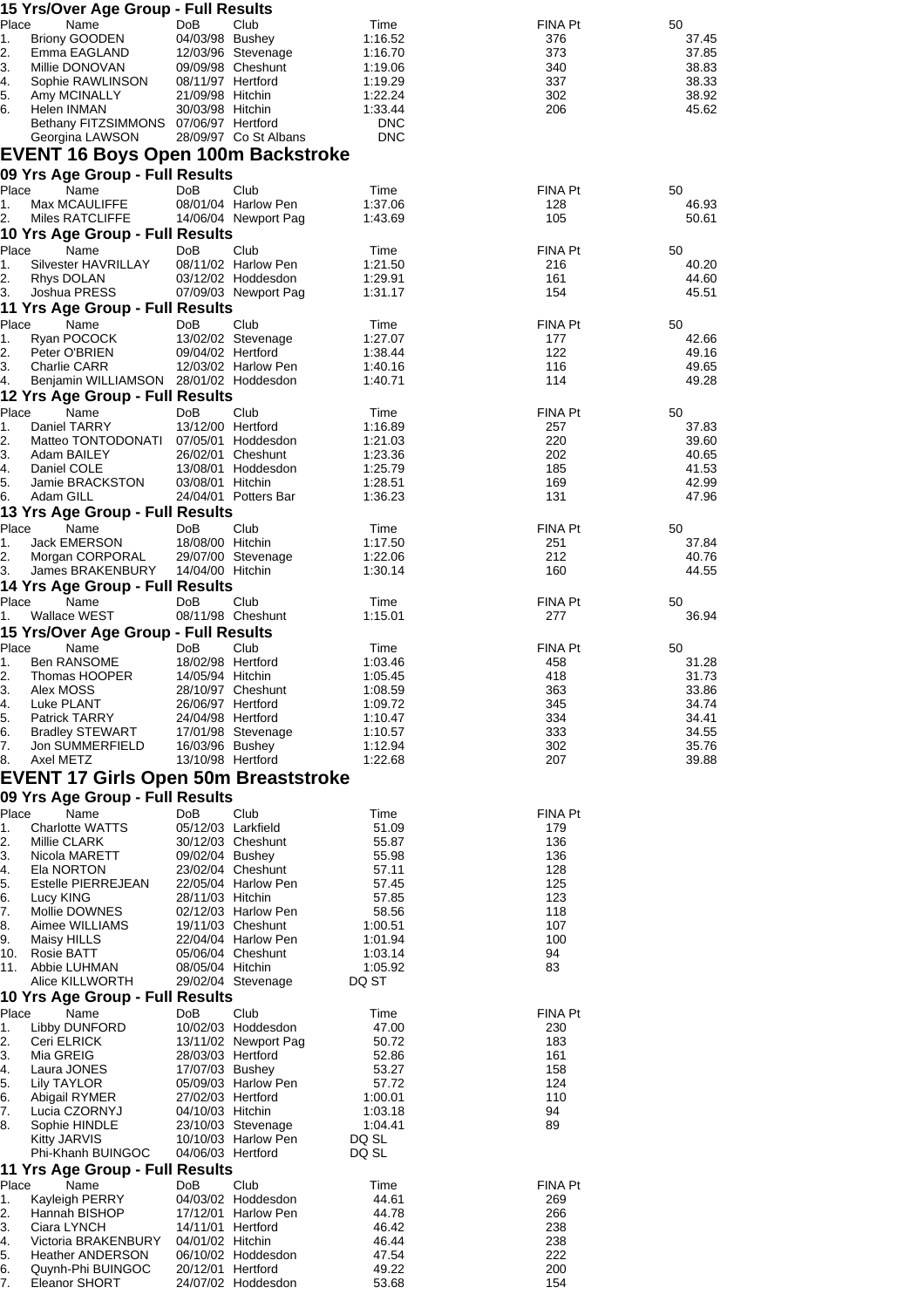### 15 Yrs/Over Age Group - Full Results

| Place | Name | DoB | Club | Time | FINA Pt | 50 |
|---|---|---|---|---|---|---|
| 1. | Briony GOODEN | 04/03/98 | Bushey | 1:16.52 | 376 | 37.45 |
| 2. | Emma EAGLAND | 12/03/96 | Stevenage | 1:16.70 | 373 | 37.85 |
| 3. | Millie DONOVAN | 09/09/98 | Cheshunt | 1:19.06 | 340 | 38.83 |
| 4. | Sophie RAWLINSON | 08/11/97 | Hertford | 1:19.29 | 337 | 38.33 |
| 5. | Amy MCINALLY | 21/09/98 | Hitchin | 1:22.24 | 302 | 38.92 |
| 6. | Helen INMAN | 30/03/98 | Hitchin | 1:33.44 | 206 | 45.62 |
| | Bethany FITZSIMMONS | 07/06/97 | Hertford | DNC | | |
| | Georgina LAWSON | 28/09/97 | Co St Albans | DNC | | |

## EVENT 16 Boys Open 100m Backstroke

### 09 Yrs Age Group - Full Results

| Place | Name | DoB | Club | Time | FINA Pt | 50 |
|---|---|---|---|---|---|---|
| 1. | Max MCAULIFFE | 08/01/04 | Harlow Pen | 1:37.06 | 128 | 46.93 |
| 2. | Miles RATCLIFFE | 14/06/04 | Newport Pag | 1:43.69 | 105 | 50.61 |

### 10 Yrs Age Group - Full Results

| Place | Name | DoB | Club | Time | FINA Pt | 50 |
|---|---|---|---|---|---|---|
| 1. | Silvester HAVRILLAY | 08/11/02 | Harlow Pen | 1:21.50 | 216 | 40.20 |
| 2. | Rhys DOLAN | 03/12/02 | Hoddesdon | 1:29.91 | 161 | 44.60 |
| 3. | Joshua PRESS | 07/09/03 | Newport Pag | 1:31.17 | 154 | 45.51 |

### 11 Yrs Age Group - Full Results

| Place | Name | DoB | Club | Time | FINA Pt | 50 |
|---|---|---|---|---|---|---|
| 1. | Ryan POCOCK | 13/02/02 | Stevenage | 1:27.07 | 177 | 42.66 |
| 2. | Peter O'BRIEN | 09/04/02 | Hertford | 1:38.44 | 122 | 49.16 |
| 3. | Charlie CARR | 12/03/02 | Harlow Pen | 1:40.16 | 116 | 49.65 |
| 4. | Benjamin WILLIAMSON | 28/01/02 | Hoddesdon | 1:40.71 | 114 | 49.28 |

### 12 Yrs Age Group - Full Results

| Place | Name | DoB | Club | Time | FINA Pt | 50 |
|---|---|---|---|---|---|---|
| 1. | Daniel TARRY | 13/12/00 | Hertford | 1:16.89 | 257 | 37.83 |
| 2. | Matteo TONTODONATI | 07/05/01 | Hoddesdon | 1:21.03 | 220 | 39.60 |
| 3. | Adam BAILEY | 26/02/01 | Cheshunt | 1:23.36 | 202 | 40.65 |
| 4. | Daniel COLE | 13/08/01 | Hoddesdon | 1:25.79 | 185 | 41.53 |
| 5. | Jamie BRACKSTON | 03/08/01 | Hitchin | 1:28.51 | 169 | 42.99 |
| 6. | Adam GILL | 24/04/01 | Potters Bar | 1:36.23 | 131 | 47.96 |

### 13 Yrs Age Group - Full Results

| Place | Name | DoB | Club | Time | FINA Pt | 50 |
|---|---|---|---|---|---|---|
| 1. | Jack EMERSON | 18/08/00 | Hitchin | 1:17.50 | 251 | 37.84 |
| 2. | Morgan CORPORAL | 29/07/00 | Stevenage | 1:22.06 | 212 | 40.76 |
| 3. | James BRAKENBURY | 14/04/00 | Hitchin | 1:30.14 | 160 | 44.55 |

### 14 Yrs Age Group - Full Results

| Place | Name | DoB | Club | Time | FINA Pt | 50 |
|---|---|---|---|---|---|---|
| 1. | Wallace WEST | 08/11/98 | Cheshunt | 1:15.01 | 277 | 36.94 |

### 15 Yrs/Over Age Group - Full Results

| Place | Name | DoB | Club | Time | FINA Pt | 50 |
|---|---|---|---|---|---|---|
| 1. | Ben RANSOME | 18/02/98 | Hertford | 1:03.46 | 458 | 31.28 |
| 2. | Thomas HOOPER | 14/05/94 | Hitchin | 1:05.45 | 418 | 31.73 |
| 3. | Alex MOSS | 28/10/97 | Cheshunt | 1:08.59 | 363 | 33.86 |
| 4. | Luke PLANT | 26/06/97 | Hertford | 1:09.72 | 345 | 34.74 |
| 5. | Patrick TARRY | 24/04/98 | Hertford | 1:10.47 | 334 | 34.41 |
| 6. | Bradley STEWART | 17/01/98 | Stevenage | 1:10.57 | 333 | 34.55 |
| 7. | Jon SUMMERFIELD | 16/03/96 | Bushey | 1:12.94 | 302 | 35.76 |
| 8. | Axel METZ | 13/10/98 | Hertford | 1:22.68 | 207 | 39.88 |

## EVENT 17 Girls Open 50m Breaststroke

### 09 Yrs Age Group - Full Results

| Place | Name | DoB | Club | Time | FINA Pt |
|---|---|---|---|---|---|
| 1. | Charlotte WATTS | 05/12/03 | Larkfield | 51.09 | 179 |
| 2. | Millie CLARK | 30/12/03 | Cheshunt | 55.87 | 136 |
| 3. | Nicola MARETT | 09/02/04 | Bushey | 55.98 | 136 |
| 4. | Ela NORTON | 23/02/04 | Cheshunt | 57.11 | 128 |
| 5. | Estelle PIERREJEAN | 22/05/04 | Harlow Pen | 57.45 | 125 |
| 6. | Lucy KING | 28/11/03 | Hitchin | 57.85 | 123 |
| 7. | Mollie DOWNES | 02/12/03 | Harlow Pen | 58.56 | 118 |
| 8. | Aimee WILLIAMS | 19/11/03 | Cheshunt | 1:00.51 | 107 |
| 9. | Maisy HILLS | 22/04/04 | Harlow Pen | 1:01.94 | 100 |
| 10. | Rosie BATT | 05/06/04 | Cheshunt | 1:03.14 | 94 |
| 11. | Abbie LUHMAN | 08/05/04 | Hitchin | 1:05.92 | 83 |
| | Alice KILLWORTH | 29/02/04 | Stevenage | DQ ST | |

### 10 Yrs Age Group - Full Results

| Place | Name | DoB | Club | Time | FINA Pt |
|---|---|---|---|---|---|
| 1. | Libby DUNFORD | 10/02/03 | Hoddesdon | 47.00 | 230 |
| 2. | Ceri ELRICK | 13/11/02 | Newport Pag | 50.72 | 183 |
| 3. | Mia GREIG | 28/03/03 | Hertford | 52.86 | 161 |
| 4. | Laura JONES | 17/07/03 | Bushey | 53.27 | 158 |
| 5. | Lily TAYLOR | 05/09/03 | Harlow Pen | 57.72 | 124 |
| 6. | Abigail RYMER | 27/02/03 | Hertford | 1:00.01 | 110 |
| 7. | Lucia CZORNYJ | 04/10/03 | Hitchin | 1:03.18 | 94 |
| 8. | Sophie HINDLE | 23/10/03 | Stevenage | 1:04.41 | 89 |
| | Kitty JARVIS | 10/10/03 | Harlow Pen | DQ SL | |
| | Phi-Khanh BUINGOC | 04/06/03 | Hertford | DQ SL | |

### 11 Yrs Age Group - Full Results

| Place | Name | DoB | Club | Time | FINA Pt |
|---|---|---|---|---|---|
| 1. | Kayleigh PERRY | 04/03/02 | Hoddesdon | 44.61 | 269 |
| 2. | Hannah BISHOP | 17/12/01 | Harlow Pen | 44.78 | 266 |
| 3. | Ciara LYNCH | 14/11/01 | Hertford | 46.42 | 238 |
| 4. | Victoria BRAKENBURY | 04/01/02 | Hitchin | 46.44 | 238 |
| 5. | Heather ANDERSON | 06/10/02 | Hoddesdon | 47.54 | 222 |
| 6. | Quynh-Phi BUINGOC | 20/12/01 | Hertford | 49.22 | 200 |
| 7. | Eleanor SHORT | 24/07/02 | Hoddesdon | 53.68 | 154 |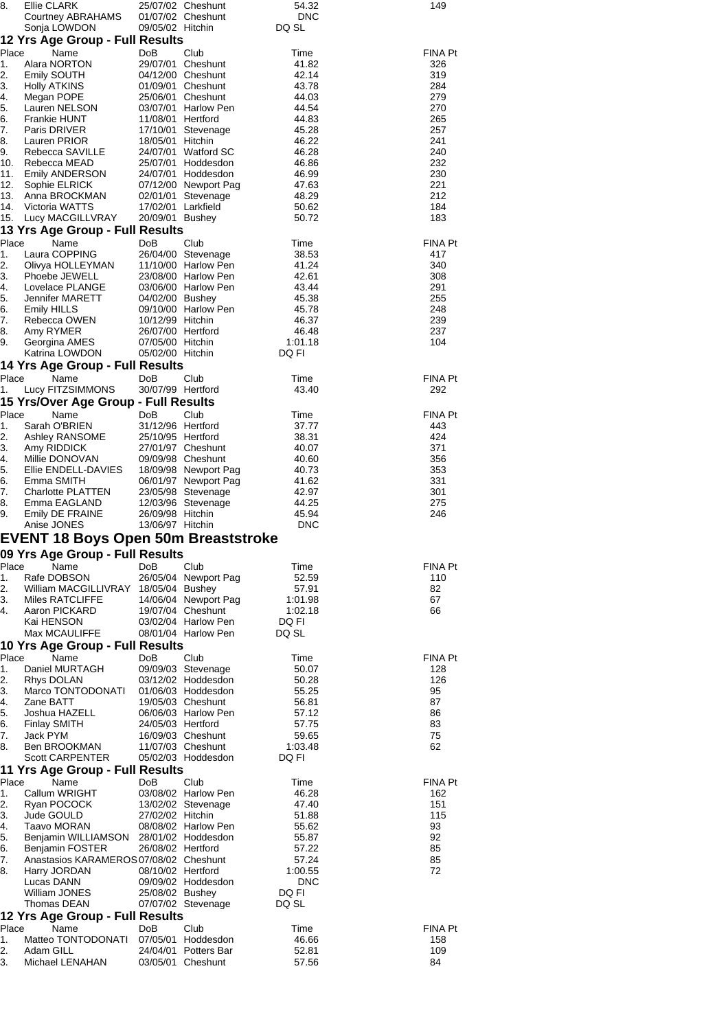| Place | Name | DoB | Club | Time | FINA Pt |
|---|---|---|---|---|---|
| 8. | Ellie CLARK | 25/07/02 | Cheshunt | 54.32 | 149 |
| | Courtney ABRAHAMS | 01/07/02 | Cheshunt | DNC | |
| | Sonja LOWDON | 09/05/02 | Hitchin | DQ SL | |

### 12 Yrs Age Group - Full Results

| Place | Name | DoB | Club | Time | FINA Pt |
|---|---|---|---|---|---|
| 1. | Alara NORTON | 29/07/01 | Cheshunt | 41.82 | 326 |
| 2. | Emily SOUTH | 04/12/00 | Cheshunt | 42.14 | 319 |
| 3. | Holly ATKINS | 01/09/01 | Cheshunt | 43.78 | 284 |
| 4. | Megan POPE | 25/06/01 | Cheshunt | 44.03 | 279 |
| 5. | Lauren NELSON | 03/07/01 | Harlow Pen | 44.54 | 270 |
| 6. | Frankie HUNT | 11/08/01 | Hertford | 44.83 | 265 |
| 7. | Paris DRIVER | 17/10/01 | Stevenage | 45.28 | 257 |
| 8. | Lauren PRIOR | 18/05/01 | Hitchin | 46.22 | 241 |
| 9. | Rebecca SAVILLE | 24/07/01 | Watford SC | 46.28 | 240 |
| 10. | Rebecca MEAD | 25/07/01 | Hoddesdon | 46.86 | 232 |
| 11. | Emily ANDERSON | 24/07/01 | Hoddesdon | 46.99 | 230 |
| 12. | Sophie ELRICK | 07/12/00 | Newport Pag | 47.63 | 221 |
| 13. | Anna BROCKMAN | 02/01/01 | Stevenage | 48.29 | 212 |
| 14. | Victoria WATTS | 17/02/01 | Larkfield | 50.62 | 184 |
| 15. | Lucy MACGILLVRAY | 20/09/01 | Bushey | 50.72 | 183 |

### 13 Yrs Age Group - Full Results

| Place | Name | DoB | Club | Time | FINA Pt |
|---|---|---|---|---|---|
| 1. | Laura COPPING | 26/04/00 | Stevenage | 38.53 | 417 |
| 2. | Olivya HOLLEYMAN | 11/10/00 | Harlow Pen | 41.24 | 340 |
| 3. | Phoebe JEWELL | 23/08/00 | Harlow Pen | 42.61 | 308 |
| 4. | Lovelace PLANGE | 03/06/00 | Harlow Pen | 43.44 | 291 |
| 5. | Jennifer MARETT | 04/02/00 | Bushey | 45.38 | 255 |
| 6. | Emily HILLS | 09/10/00 | Harlow Pen | 45.78 | 248 |
| 7. | Rebecca OWEN | 10/12/99 | Hitchin | 46.37 | 239 |
| 8. | Amy RYMER | 26/07/00 | Hertford | 46.48 | 237 |
| 9. | Georgina AMES | 07/05/00 | Hitchin | 1:01.18 | 104 |
| | Katrina LOWDON | 05/02/00 | Hitchin | DQ FI | |

### 14 Yrs Age Group - Full Results

| Place | Name | DoB | Club | Time | FINA Pt |
|---|---|---|---|---|---|
| 1. | Lucy FITZSIMMONS | 30/07/99 | Hertford | 43.40 | 292 |

### 15 Yrs/Over Age Group - Full Results

| Place | Name | DoB | Club | Time | FINA Pt |
|---|---|---|---|---|---|
| 1. | Sarah O'BRIEN | 31/12/96 | Hertford | 37.77 | 443 |
| 2. | Ashley RANSOME | 25/10/95 | Hertford | 38.31 | 424 |
| 3. | Amy RIDDICK | 27/01/97 | Cheshunt | 40.07 | 371 |
| 4. | Millie DONOVAN | 09/09/98 | Cheshunt | 40.60 | 356 |
| 5. | Ellie ENDELL-DAVIES | 18/09/98 | Newport Pag | 40.73 | 353 |
| 6. | Emma SMITH | 06/01/97 | Newport Pag | 41.62 | 331 |
| 7. | Charlotte PLATTEN | 23/05/98 | Stevenage | 42.97 | 301 |
| 8. | Emma EAGLAND | 12/03/96 | Stevenage | 44.25 | 275 |
| 9. | Emily DE FRAINE | 26/09/98 | Hitchin | 45.94 | 246 |
| | Anise JONES | 13/06/97 | Hitchin | DNC | |

## EVENT 18 Boys Open 50m Breaststroke

### 09 Yrs Age Group - Full Results

| Place | Name | DoB | Club | Time | FINA Pt |
|---|---|---|---|---|---|
| 1. | Rafe DOBSON | 26/05/04 | Newport Pag | 52.59 | 110 |
| 2. | William MACGILLIVRAY | 18/05/04 | Bushey | 57.91 | 82 |
| 3. | Miles RATCLIFFE | 14/06/04 | Newport Pag | 1:01.98 | 67 |
| 4. | Aaron PICKARD | 19/07/04 | Cheshunt | 1:02.18 | 66 |
| | Kai HENSON | 03/02/04 | Harlow Pen | DQ FI | |
| | Max MCAULIFFE | 08/01/04 | Harlow Pen | DQ SL | |

### 10 Yrs Age Group - Full Results

| Place | Name | DoB | Club | Time | FINA Pt |
|---|---|---|---|---|---|
| 1. | Daniel MURTAGH | 09/09/03 | Stevenage | 50.07 | 128 |
| 2. | Rhys DOLAN | 03/12/02 | Hoddesdon | 50.28 | 126 |
| 3. | Marco TONTODONATI | 01/06/03 | Hoddesdon | 55.25 | 95 |
| 4. | Zane BATT | 19/05/03 | Cheshunt | 56.81 | 87 |
| 5. | Joshua HAZELL | 06/06/03 | Harlow Pen | 57.12 | 86 |
| 6. | Finlay SMITH | 24/05/03 | Hertford | 57.75 | 83 |
| 7. | Jack PYM | 16/09/03 | Cheshunt | 59.65 | 75 |
| 8. | Ben BROOKMAN | 11/07/03 | Cheshunt | 1:03.48 | 62 |
| | Scott CARPENTER | 05/02/03 | Hoddesdon | DQ FI | |

### 11 Yrs Age Group - Full Results

| Place | Name | DoB | Club | Time | FINA Pt |
|---|---|---|---|---|---|
| 1. | Callum WRIGHT | 03/08/02 | Harlow Pen | 46.28 | 162 |
| 2. | Ryan POCOCK | 13/02/02 | Stevenage | 47.40 | 151 |
| 3. | Jude GOULD | 27/02/02 | Hitchin | 51.88 | 115 |
| 4. | Taavo MORAN | 08/08/02 | Harlow Pen | 55.62 | 93 |
| 5. | Benjamin WILLIAMSON | 28/01/02 | Hoddesdon | 55.87 | 92 |
| 6. | Benjamin FOSTER | 26/08/02 | Hertford | 57.22 | 85 |
| 7. | Anastasios KARAMEROS | 07/08/02 | Cheshunt | 57.24 | 85 |
| 8. | Harry JORDAN | 08/10/02 | Hertford | 1:00.55 | 72 |
| | Lucas DANN | 09/09/02 | Hoddesdon | DNC | |
| | William JONES | 25/08/02 | Bushey | DQ FI | |
| | Thomas DEAN | 07/07/02 | Stevenage | DQ SL | |

### 12 Yrs Age Group - Full Results

| Place | Name | DoB | Club | Time | FINA Pt |
|---|---|---|---|---|---|
| 1. | Matteo TONTODONATI | 07/05/01 | Hoddesdon | 46.66 | 158 |
| 2. | Adam GILL | 24/04/01 | Potters Bar | 52.81 | 109 |
| 3. | Michael LENAHAN | 03/05/01 | Cheshunt | 57.56 | 84 |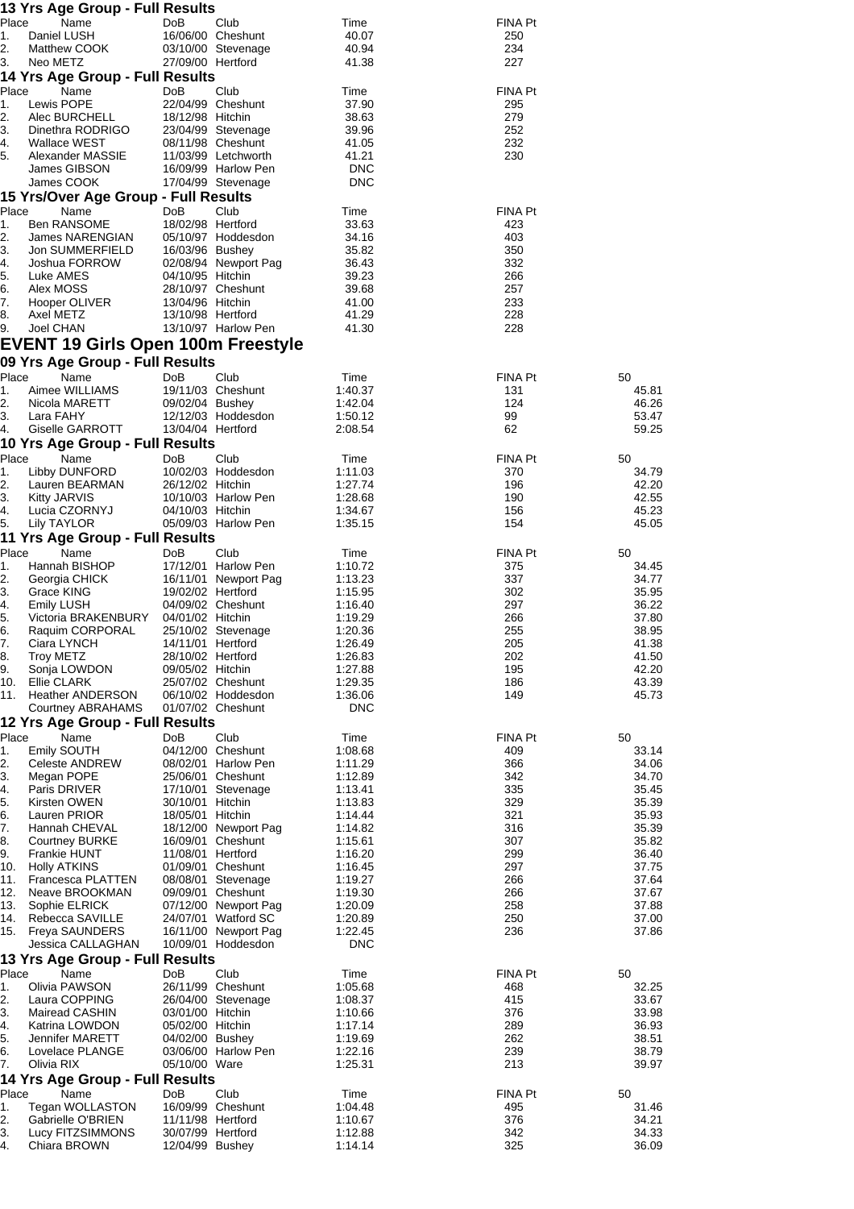### 13 Yrs Age Group - Full Results

| Place | Name | DoB | Club | Time | FINA Pt |
|---|---|---|---|---|---|
| 1. | Daniel LUSH | 16/06/00 | Cheshunt | 40.07 | 250 |
| 2. | Matthew COOK | 03/10/00 | Stevenage | 40.94 | 234 |
| 3. | Neo METZ | 27/09/00 | Hertford | 41.38 | 227 |

### 14 Yrs Age Group - Full Results

| Place | Name | DoB | Club | Time | FINA Pt |
|---|---|---|---|---|---|
| 1. | Lewis POPE | 22/04/99 | Cheshunt | 37.90 | 295 |
| 2. | Alec BURCHELL | 18/12/98 | Hitchin | 38.63 | 279 |
| 3. | Dinethra RODRIGO | 23/04/99 | Stevenage | 39.96 | 252 |
| 4. | Wallace WEST | 08/11/98 | Cheshunt | 41.05 | 232 |
| 5. | Alexander MASSIE | 11/03/99 | Letchworth | 41.21 | 230 |
| | James GIBSON | 16/09/99 | Harlow Pen | DNC | |
| | James COOK | 17/04/99 | Stevenage | DNC | |

### 15 Yrs/Over Age Group - Full Results

| Place | Name | DoB | Club | Time | FINA Pt |
|---|---|---|---|---|---|
| 1. | Ben RANSOME | 18/02/98 | Hertford | 33.63 | 423 |
| 2. | James NARENGIAN | 05/10/97 | Hoddesdon | 34.16 | 403 |
| 3. | Jon SUMMERFIELD | 16/03/96 | Bushey | 35.82 | 350 |
| 4. | Joshua FORROW | 02/08/94 | Newport Pag | 36.43 | 332 |
| 5. | Luke AMES | 04/10/95 | Hitchin | 39.23 | 266 |
| 6. | Alex MOSS | 28/10/97 | Cheshunt | 39.68 | 257 |
| 7. | Hooper OLIVER | 13/04/96 | Hitchin | 41.00 | 233 |
| 8. | Axel METZ | 13/10/98 | Hertford | 41.29 | 228 |
| 9. | Joel CHAN | 13/10/97 | Harlow Pen | 41.30 | 228 |

## EVENT 19 Girls Open 100m Freestyle

### 09 Yrs Age Group - Full Results

| Place | Name | DoB | Club | Time | FINA Pt | 50 |
|---|---|---|---|---|---|---|
| 1. | Aimee WILLIAMS | 19/11/03 | Cheshunt | 1:40.37 | 131 | 45.81 |
| 2. | Nicola MARETT | 09/02/04 | Bushey | 1:42.04 | 124 | 46.26 |
| 3. | Lara FAHY | 12/12/03 | Hoddesdon | 1:50.12 | 99 | 53.47 |
| 4. | Giselle GARROTT | 13/04/04 | Hertford | 2:08.54 | 62 | 59.25 |

### 10 Yrs Age Group - Full Results

| Place | Name | DoB | Club | Time | FINA Pt | 50 |
|---|---|---|---|---|---|---|
| 1. | Libby DUNFORD | 10/02/03 | Hoddesdon | 1:11.03 | 370 | 34.79 |
| 2. | Lauren BEARMAN | 26/12/02 | Hitchin | 1:27.74 | 196 | 42.20 |
| 3. | Kitty JARVIS | 10/10/03 | Harlow Pen | 1:28.68 | 190 | 42.55 |
| 4. | Lucia CZORNYJ | 04/10/03 | Hitchin | 1:34.67 | 156 | 45.23 |
| 5. | Lily TAYLOR | 05/09/03 | Harlow Pen | 1:35.15 | 154 | 45.05 |

### 11 Yrs Age Group - Full Results

| Place | Name | DoB | Club | Time | FINA Pt | 50 |
|---|---|---|---|---|---|---|
| 1. | Hannah BISHOP | 17/12/01 | Harlow Pen | 1:10.72 | 375 | 34.45 |
| 2. | Georgia CHICK | 16/11/01 | Newport Pag | 1:13.23 | 337 | 34.77 |
| 3. | Grace KING | 19/02/02 | Hertford | 1:15.95 | 302 | 35.95 |
| 4. | Emily LUSH | 04/09/02 | Cheshunt | 1:16.40 | 297 | 36.22 |
| 5. | Victoria BRAKENBURY | 04/01/02 | Hitchin | 1:19.29 | 266 | 37.80 |
| 6. | Raquim CORPORAL | 25/10/02 | Stevenage | 1:20.36 | 255 | 38.95 |
| 7. | Ciara LYNCH | 14/11/01 | Hertford | 1:26.49 | 205 | 41.38 |
| 8. | Troy METZ | 28/10/02 | Hertford | 1:26.83 | 202 | 41.50 |
| 9. | Sonja LOWDON | 09/05/02 | Hitchin | 1:27.88 | 195 | 42.20 |
| 10. | Ellie CLARK | 25/07/02 | Cheshunt | 1:29.35 | 186 | 43.39 |
| 11. | Heather ANDERSON | 06/10/02 | Hoddesdon | 1:36.06 | 149 | 45.73 |
| | Courtney ABRAHAMS | 01/07/02 | Cheshunt | DNC | | |

### 12 Yrs Age Group - Full Results

| Place | Name | DoB | Club | Time | FINA Pt | 50 |
|---|---|---|---|---|---|---|
| 1. | Emily SOUTH | 04/12/00 | Cheshunt | 1:08.68 | 409 | 33.14 |
| 2. | Celeste ANDREW | 08/02/01 | Harlow Pen | 1:11.29 | 366 | 34.06 |
| 3. | Megan POPE | 25/06/01 | Cheshunt | 1:12.89 | 342 | 34.70 |
| 4. | Paris DRIVER | 17/10/01 | Stevenage | 1:13.41 | 335 | 35.45 |
| 5. | Kirsten OWEN | 30/10/01 | Hitchin | 1:13.83 | 329 | 35.39 |
| 6. | Lauren PRIOR | 18/05/01 | Hitchin | 1:14.44 | 321 | 35.93 |
| 7. | Hannah CHEVAL | 18/12/00 | Newport Pag | 1:14.82 | 316 | 35.39 |
| 8. | Courtney BURKE | 16/09/01 | Cheshunt | 1:15.61 | 307 | 35.82 |
| 9. | Frankie HUNT | 11/08/01 | Hertford | 1:16.20 | 299 | 36.40 |
| 10. | Holly ATKINS | 01/09/01 | Cheshunt | 1:16.45 | 297 | 37.75 |
| 11. | Francesca PLATTEN | 08/08/01 | Stevenage | 1:19.27 | 266 | 37.64 |
| 12. | Neave BROOKMAN | 09/09/01 | Cheshunt | 1:19.30 | 266 | 37.67 |
| 13. | Sophie ELRICK | 07/12/00 | Newport Pag | 1:20.09 | 258 | 37.88 |
| 14. | Rebecca SAVILLE | 24/07/01 | Watford SC | 1:20.89 | 250 | 37.00 |
| 15. | Freya SAUNDERS | 16/11/00 | Newport Pag | 1:22.45 | 236 | 37.86 |
| | Jessica CALLAGHAN | 10/09/01 | Hoddesdon | DNC | | |

### 13 Yrs Age Group - Full Results

| Place | Name | DoB | Club | Time | FINA Pt | 50 |
|---|---|---|---|---|---|---|
| 1. | Olivia PAWSON | 26/11/99 | Cheshunt | 1:05.68 | 468 | 32.25 |
| 2. | Laura COPPING | 26/04/00 | Stevenage | 1:08.37 | 415 | 33.67 |
| 3. | Mairead CASHIN | 03/01/00 | Hitchin | 1:10.66 | 376 | 33.98 |
| 4. | Katrina LOWDON | 05/02/00 | Hitchin | 1:17.14 | 289 | 36.93 |
| 5. | Jennifer MARETT | 04/02/00 | Bushey | 1:19.69 | 262 | 38.51 |
| 6. | Lovelace PLANGE | 03/06/00 | Harlow Pen | 1:22.16 | 239 | 38.79 |
| 7. | Olivia RIX | 05/10/00 | Ware | 1:25.31 | 213 | 39.97 |

### 14 Yrs Age Group - Full Results

| Place | Name | DoB | Club | Time | FINA Pt | 50 |
|---|---|---|---|---|---|---|
| 1. | Tegan WOLLASTON | 16/09/99 | Cheshunt | 1:04.48 | 495 | 31.46 |
| 2. | Gabrielle O'BRIEN | 11/11/98 | Hertford | 1:10.67 | 376 | 34.21 |
| 3. | Lucy FITZSIMMONS | 30/07/99 | Hertford | 1:12.88 | 342 | 34.33 |
| 4. | Chiara BROWN | 12/04/99 | Bushey | 1:14.14 | 325 | 36.09 |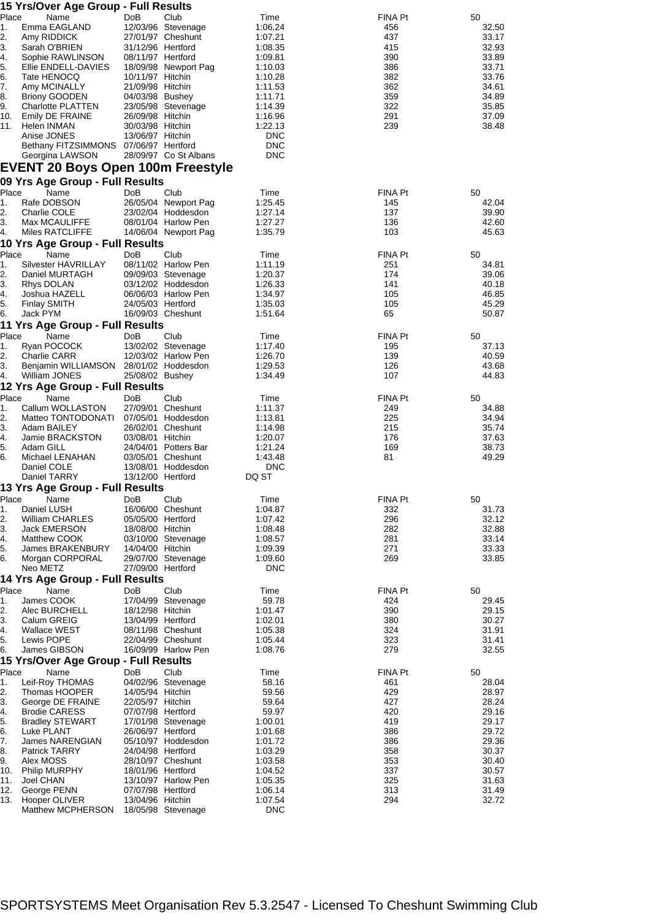### 15 Yrs/Over Age Group - Full Results

| Place | Name | DoB | Club | Time | FINA Pt | 50 |
|---|---|---|---|---|---|---|
| 1. | Emma EAGLAND | 12/03/96 | Stevenage | 1:06.24 | 456 | 32.50 |
| 2. | Amy RIDDICK | 27/01/97 | Cheshunt | 1:07.21 | 437 | 33.17 |
| 3. | Sarah O'BRIEN | 31/12/96 | Hertford | 1:08.35 | 415 | 32.93 |
| 4. | Sophie RAWLINSON | 08/11/97 | Hertford | 1:09.81 | 390 | 33.89 |
| 5. | Ellie ENDELL-DAVIES | 18/09/98 | Newport Pag | 1:10.03 | 386 | 33.71 |
| 6. | Tate HENOCQ | 10/11/97 | Hitchin | 1:10.28 | 382 | 33.76 |
| 7. | Amy MCINALLY | 21/09/98 | Hitchin | 1:11.53 | 362 | 34.61 |
| 8. | Briony GOODEN | 04/03/98 | Bushey | 1:11.71 | 359 | 34.89 |
| 9. | Charlotte PLATTEN | 23/05/98 | Stevenage | 1:14.39 | 322 | 35.85 |
| 10. | Emily DE FRAINE | 26/09/98 | Hitchin | 1:16.96 | 291 | 37.09 |
| 11. | Helen INMAN | 30/03/98 | Hitchin | 1:22.13 | 239 | 38.48 |
| | Anise JONES | 13/06/97 | Hitchin | DNC | | |
| | Bethany FITZSIMMONS | 07/06/97 | Hertford | DNC | | |
| | Georgina LAWSON | 28/09/97 | Co St Albans | DNC | | |

## EVENT 20 Boys Open 100m Freestyle

### 09 Yrs Age Group - Full Results

| Place | Name | DoB | Club | Time | FINA Pt | 50 |
|---|---|---|---|---|---|---|
| 1. | Rafe DOBSON | 26/05/04 | Newport Pag | 1:25.45 | 145 | 42.04 |
| 2. | Charlie COLE | 23/02/04 | Hoddesdon | 1:27.14 | 137 | 39.90 |
| 3. | Max MCAULIFFE | 08/01/04 | Harlow Pen | 1:27.27 | 136 | 42.60 |
| 4. | Miles RATCLIFFE | 14/06/04 | Newport Pag | 1:35.79 | 103 | 45.63 |

### 10 Yrs Age Group - Full Results

| Place | Name | DoB | Club | Time | FINA Pt | 50 |
|---|---|---|---|---|---|---|
| 1. | Silvester HAVRILLAY | 08/11/02 | Harlow Pen | 1:11.19 | 251 | 34.81 |
| 2. | Daniel MURTAGH | 09/09/03 | Stevenage | 1:20.37 | 174 | 39.06 |
| 3. | Rhys DOLAN | 03/12/02 | Hoddesdon | 1:26.33 | 141 | 40.18 |
| 4. | Joshua HAZELL | 06/06/03 | Harlow Pen | 1:34.97 | 105 | 46.85 |
| 5. | Finlay SMITH | 24/05/03 | Hertford | 1:35.03 | 105 | 45.29 |
| 6. | Jack PYM | 16/09/03 | Cheshunt | 1:51.64 | 65 | 50.87 |

### 11 Yrs Age Group - Full Results

| Place | Name | DoB | Club | Time | FINA Pt | 50 |
|---|---|---|---|---|---|---|
| 1. | Ryan POCOCK | 13/02/02 | Stevenage | 1:17.40 | 195 | 37.13 |
| 2. | Charlie CARR | 12/03/02 | Harlow Pen | 1:26.70 | 139 | 40.59 |
| 3. | Benjamin WILLIAMSON | 28/01/02 | Hoddesdon | 1:29.53 | 126 | 43.68 |
| 4. | William JONES | 25/08/02 | Bushey | 1:34.49 | 107 | 44.83 |

### 12 Yrs Age Group - Full Results

| Place | Name | DoB | Club | Time | FINA Pt | 50 |
|---|---|---|---|---|---|---|
| 1. | Callum WOLLASTON | 27/09/01 | Cheshunt | 1:11.37 | 249 | 34.88 |
| 2. | Matteo TONTODONATI | 07/05/01 | Hoddesdon | 1:13.81 | 225 | 34.94 |
| 3. | Adam BAILEY | 26/02/01 | Cheshunt | 1:14.98 | 215 | 35.74 |
| 4. | Jamie BRACKSTON | 03/08/01 | Hitchin | 1:20.07 | 176 | 37.63 |
| 5. | Adam GILL | 24/04/01 | Potters Bar | 1:21.24 | 169 | 38.73 |
| 6. | Michael LENAHAN | 03/05/01 | Cheshunt | 1:43.48 | 81 | 49.29 |
| | Daniel COLE | 13/08/01 | Hoddesdon | DNC | | |
| | Daniel TARRY | 13/12/00 | Hertford | DQ ST | | |

### 13 Yrs Age Group - Full Results

| Place | Name | DoB | Club | Time | FINA Pt | 50 |
|---|---|---|---|---|---|---|
| 1. | Daniel LUSH | 16/06/00 | Cheshunt | 1:04.87 | 332 | 31.73 |
| 2. | William CHARLES | 05/05/00 | Hertford | 1:07.42 | 296 | 32.12 |
| 3. | Jack EMERSON | 18/08/00 | Hitchin | 1:08.48 | 282 | 32.88 |
| 4. | Matthew COOK | 03/10/00 | Stevenage | 1:08.57 | 281 | 33.14 |
| 5. | James BRAKENBURY | 14/04/00 | Hitchin | 1:09.39 | 271 | 33.33 |
| 6. | Morgan CORPORAL | 29/07/00 | Stevenage | 1:09.60 | 269 | 33.85 |
| | Neo METZ | 27/09/00 | Hertford | DNC | | |

### 14 Yrs Age Group - Full Results

| Place | Name | DoB | Club | Time | FINA Pt | 50 |
|---|---|---|---|---|---|---|
| 1. | James COOK | 17/04/99 | Stevenage | 59.78 | 424 | 29.45 |
| 2. | Alec BURCHELL | 18/12/98 | Hitchin | 1:01.47 | 390 | 29.15 |
| 3. | Calum GREIG | 13/04/99 | Hertford | 1:02.01 | 380 | 30.27 |
| 4. | Wallace WEST | 08/11/98 | Cheshunt | 1:05.38 | 324 | 31.91 |
| 5. | Lewis POPE | 22/04/99 | Cheshunt | 1:05.44 | 323 | 31.41 |
| 6. | James GIBSON | 16/09/99 | Harlow Pen | 1:08.76 | 279 | 32.55 |

### 15 Yrs/Over Age Group - Full Results

| Place | Name | DoB | Club | Time | FINA Pt | 50 |
|---|---|---|---|---|---|---|
| 1. | Leif-Roy THOMAS | 04/02/96 | Stevenage | 58.16 | 461 | 28.04 |
| 2. | Thomas HOOPER | 14/05/94 | Hitchin | 59.56 | 429 | 28.97 |
| 3. | George DE FRAINE | 22/05/97 | Hitchin | 59.64 | 427 | 28.24 |
| 4. | Brodie CARESS | 07/07/98 | Hertford | 59.97 | 420 | 29.16 |
| 5. | Bradley STEWART | 17/01/98 | Stevenage | 1:00.01 | 419 | 29.17 |
| 6. | Luke PLANT | 26/06/97 | Hertford | 1:01.68 | 386 | 29.72 |
| 7. | James NARENGIAN | 05/10/97 | Hoddesdon | 1:01.72 | 386 | 29.36 |
| 8. | Patrick TARRY | 24/04/98 | Hertford | 1:03.29 | 358 | 30.37 |
| 9. | Alex MOSS | 28/10/97 | Cheshunt | 1:03.58 | 353 | 30.40 |
| 10. | Philip MURPHY | 18/01/96 | Hertford | 1:04.52 | 337 | 30.57 |
| 11. | Joel CHAN | 13/10/97 | Harlow Pen | 1:05.35 | 325 | 31.63 |
| 12. | George PENN | 07/07/98 | Hertford | 1:06.14 | 313 | 31.49 |
| 13. | Hooper OLIVER | 13/04/96 | Hitchin | 1:07.54 | 294 | 32.72 |
| | Matthew MCPHERSON | 18/05/98 | Stevenage | DNC | | |

SPORTSYSTEMS Meet Organisation Rev 5.3.2547 - Licensed To Cheshunt Swimming Club